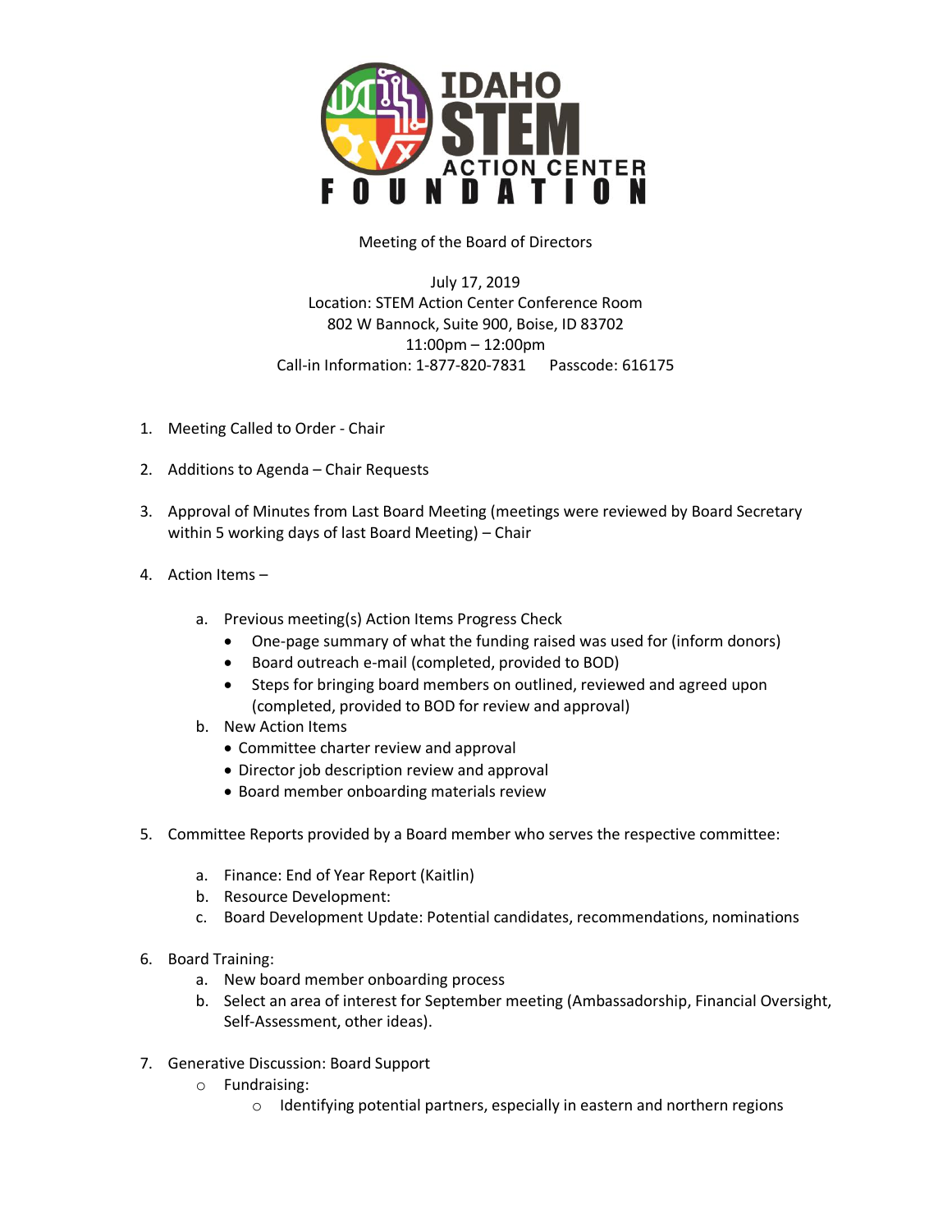IDAHO STEM ACTION CENTER FOUNDATION

Meeting of the Board of Directors

July 17, 2019
Location: STEM Action Center Conference Room
802 W Bannock, Suite 900, Boise, ID 83702
11:00pm – 12:00pm
Call-in Information: 1-877-820-7831  Passcode: 616175

1. Meeting Called to Order - Chair

2. Additions to Agenda – Chair Requests

3. Approval of Minutes from Last Board Meeting (meetings were reviewed by Board Secretary within 5 working days of last Board Meeting) – Chair

4. Action Items –

   a. Previous meeting(s) Action Items Progress Check
      - One-page summary of what the funding raised was used for (inform donors)
      - Board outreach e-mail (completed, provided to BOD)
      - Steps for bringing board members on outlined, reviewed and agreed upon (completed, provided to BOD for review and approval)

   b. New Action Items
      - Committee charter review and approval
      - Director job description review and approval
      - Board member onboarding materials review

5. Committee Reports provided by a Board member who serves the respective committee:

   a. Finance: End of Year Report (Kaitlin)
   b. Resource Development:
   c. Board Development Update: Potential candidates, recommendations, nominations

6. Board Training:
   a. New board member onboarding process
   b. Select an area of interest for September meeting (Ambassadorship, Financial Oversight, Self-Assessment, other ideas).

7. Generative Discussion: Board Support
   - Fundraising:
     - Identifying potential partners, especially in eastern and northern regions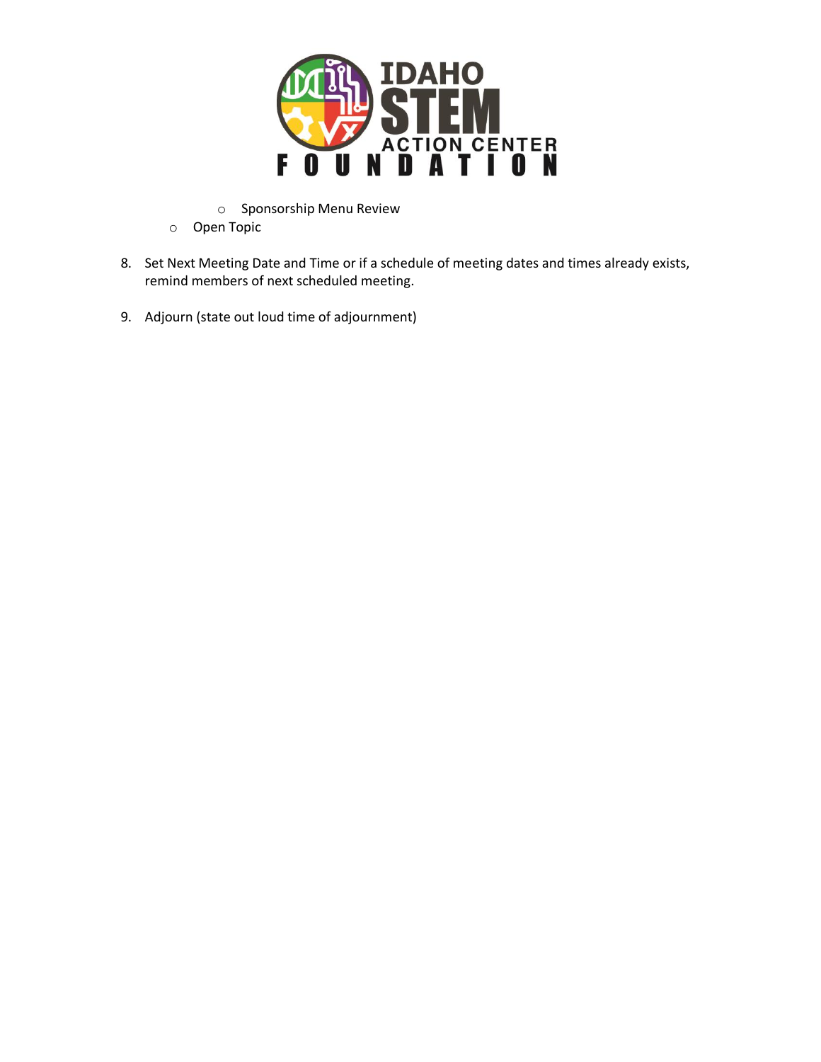IDAHO STEM ACTION CENTER FOUNDATION

    - Sponsorship Menu Review
  - Open Topic

8. Set Next Meeting Date and Time or if a schedule of meeting dates and times already exists, remind members of next scheduled meeting.

9. Adjourn (state out loud time of adjournment)